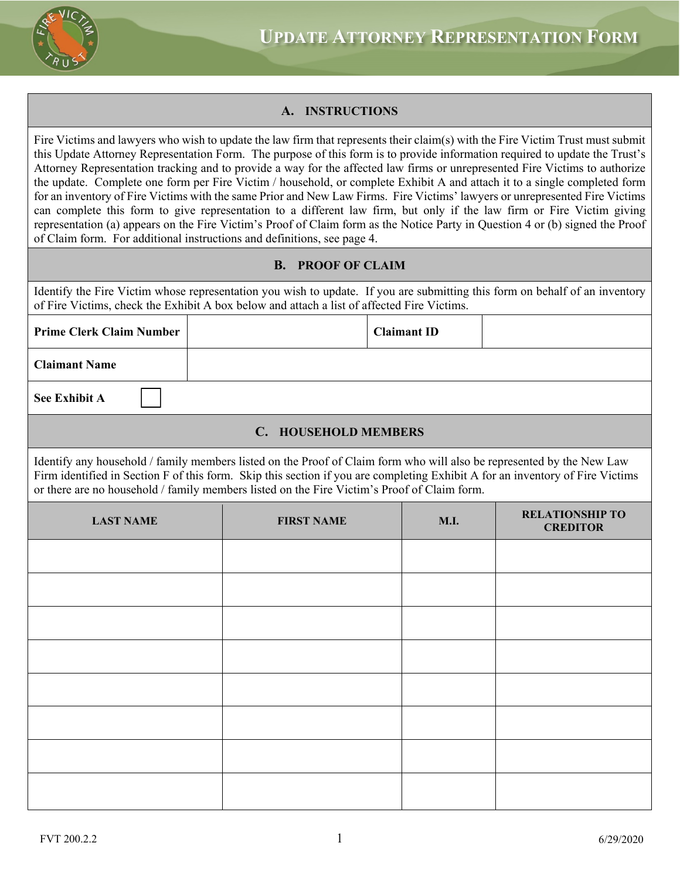# Update Attorney Representation Form

## A. INSTRUCTIONS

Fire Victims and lawyers who wish to update the law firm that represents their claim(s) with the Fire Victim Trust must submit this Update Attorney Representation Form. The purpose of this form is to provide information required to update the Trust's Attorney Representation tracking and to provide a way for the affected law firms or unrepresented Fire Victims to authorize the update. Complete one form per Fire Victim / household, or complete Exhibit A and attach it to a single completed form for an inventory of Fire Victims with the same Prior and New Law Firms. Fire Victims' lawyers or unrepresented Fire Victims can complete this form to give representation to a different law firm, but only if the law firm or Fire Victim giving representation (a) appears on the Fire Victim's Proof of Claim form as the Notice Party in Question 4 or (b) signed the Proof of Claim form. For additional instructions and definitions, see page 4.

## B. PROOF OF CLAIM

Identify the Fire Victim whose representation you wish to update. If you are submitting this form on behalf of an inventory of Fire Victims, check the Exhibit A box below and attach a list of affected Fire Victims.

| **Prime Clerk Claim Number** | | **Claimant ID** | |
|---|---|---|---|
| **Claimant Name** | | | |
| **See Exhibit A** ☐ | | | |

## C. HOUSEHOLD MEMBERS

Identify any household / family members listed on the Proof of Claim form who will also be represented by the New Law Firm identified in Section F of this form. Skip this section if you are completing Exhibit A for an inventory of Fire Victims or there are no household / family members listed on the Fire Victim's Proof of Claim form.

| LAST NAME | FIRST NAME | M.I. | RELATIONSHIP TO CREDITOR |
|---|---|---|---|
| | | | |
| | | | |
| | | | |
| | | | |
| | | | |
| | | | |
| | | | |
| | | | |

FVT 200.2.2 6/29/2020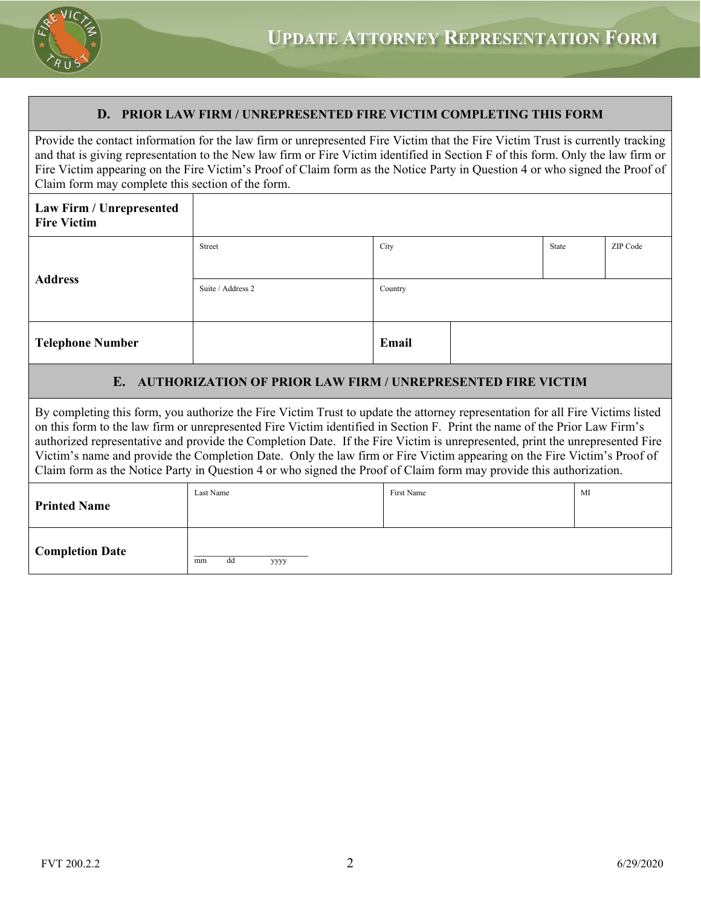# Update Attorney Representation Form

## D. PRIOR LAW FIRM / UNREPRESENTED FIRE VICTIM COMPLETING THIS FORM

Provide the contact information for the law firm or unrepresented Fire Victim that the Fire Victim Trust is currently tracking and that is giving representation to the New law firm or Fire Victim identified in Section F of this form. Only the law firm or Fire Victim appearing on the Fire Victim's Proof of Claim form as the Notice Party in Question 4 or who signed the Proof of Claim form may complete this section of the form.

| **Law Firm / Unrepresented Fire Victim** | | | | |
|---|---|---|---|---|
| **Address** | Street | City | State | ZIP Code |
| | Suite / Address 2 | Country | | |
| **Telephone Number** | | **Email** | | |

## E. AUTHORIZATION OF PRIOR LAW FIRM / UNREPRESENTED FIRE VICTIM

By completing this form, you authorize the Fire Victim Trust to update the attorney representation for all Fire Victims listed on this form to the law firm or unrepresented Fire Victim identified in Section F. Print the name of the Prior Law Firm's authorized representative and provide the Completion Date. If the Fire Victim is unrepresented, print the unrepresented Fire Victim's name and provide the Completion Date. Only the law firm or Fire Victim appearing on the Fire Victim's Proof of Claim form as the Notice Party in Question 4 or who signed the Proof of Claim form may provide this authorization.

| **Printed Name** | Last Name | First Name | MI |
|---|---|---|---|
| **Completion Date** | mm dd yyyy | | |

FVT 200.2.2 6/29/2020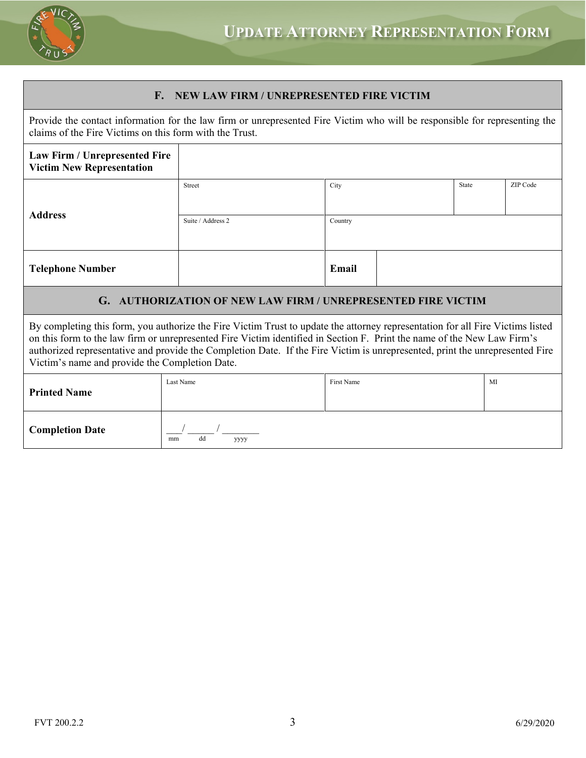# Update Attorney Representation Form

## F. NEW LAW FIRM / UNREPRESENTED FIRE VICTIM

Provide the contact information for the law firm or unrepresented Fire Victim who will be responsible for representing the claims of the Fire Victims on this form with the Trust.

| | | | | |
|---|---|---|---|---|
| **Law Firm / Unrepresented Fire Victim New Representation** | | | | |
| **Address** | Street | City | State | ZIP Code |
| | Suite / Address 2 | Country | | |
| **Telephone Number** | | **Email** | | |

## G. AUTHORIZATION OF NEW LAW FIRM / UNREPRESENTED FIRE VICTIM

By completing this form, you authorize the Fire Victim Trust to update the attorney representation for all Fire Victims listed on this form to the law firm or unrepresented Fire Victim identified in Section F. Print the name of the New Law Firm's authorized representative and provide the Completion Date. If the Fire Victim is unrepresented, print the unrepresented Fire Victim's name and provide the Completion Date.

| | | | |
|---|---|---|---|
| **Printed Name** | Last Name | First Name | MI |
| **Completion Date** | ___/ ______ / ________ (mm / dd / yyyy) | | |

FVT 200.2.2 6/29/2020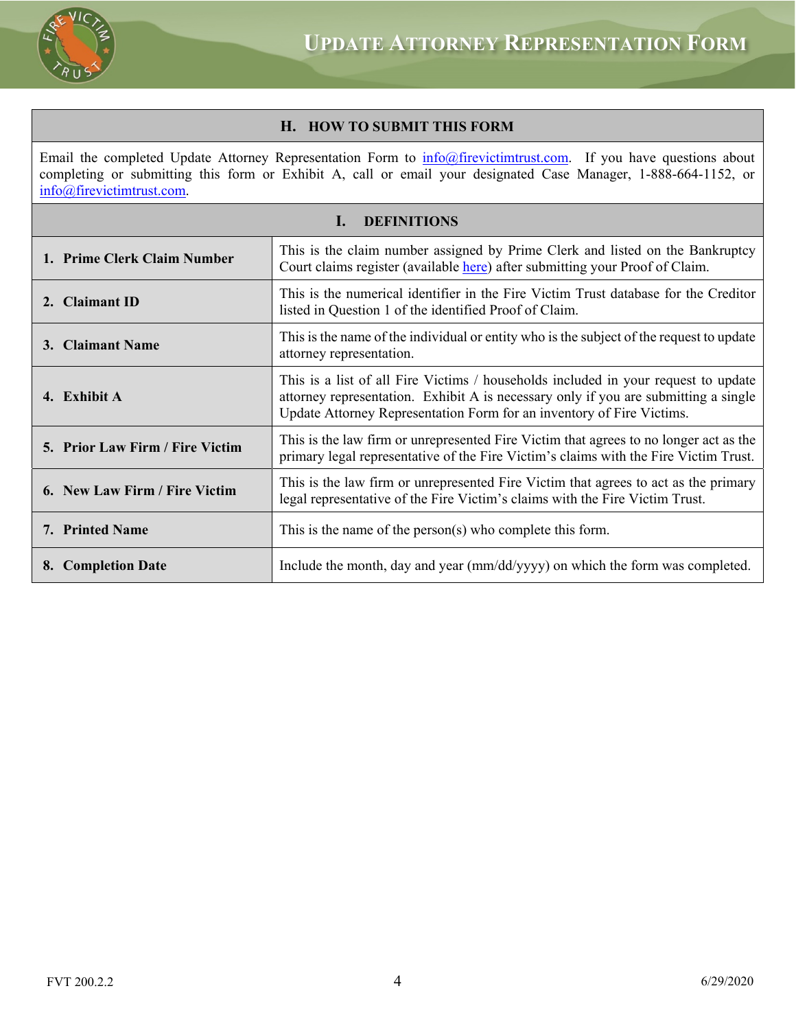## H. HOW TO SUBMIT THIS FORM

Email the completed Update Attorney Representation Form to info@firevictimtrust.com. If you have questions about completing or submitting this form or Exhibit A, call or email your designated Case Manager, 1-888-664-1152, or info@firevictimtrust.com.

## I. DEFINITIONS

| | |
|---|---|
| **1. Prime Clerk Claim Number** | This is the claim number assigned by Prime Clerk and listed on the Bankruptcy Court claims register (available here) after submitting your Proof of Claim. |
| **2. Claimant ID** | This is the numerical identifier in the Fire Victim Trust database for the Creditor listed in Question 1 of the identified Proof of Claim. |
| **3. Claimant Name** | This is the name of the individual or entity who is the subject of the request to update attorney representation. |
| **4. Exhibit A** | This is a list of all Fire Victims / households included in your request to update attorney representation. Exhibit A is necessary only if you are submitting a single Update Attorney Representation Form for an inventory of Fire Victims. |
| **5. Prior Law Firm / Fire Victim** | This is the law firm or unrepresented Fire Victim that agrees to no longer act as the primary legal representative of the Fire Victim's claims with the Fire Victim Trust. |
| **6. New Law Firm / Fire Victim** | This is the law firm or unrepresented Fire Victim that agrees to act as the primary legal representative of the Fire Victim's claims with the Fire Victim Trust. |
| **7. Printed Name** | This is the name of the person(s) who complete this form. |
| **8. Completion Date** | Include the month, day and year (mm/dd/yyyy) on which the form was completed. |